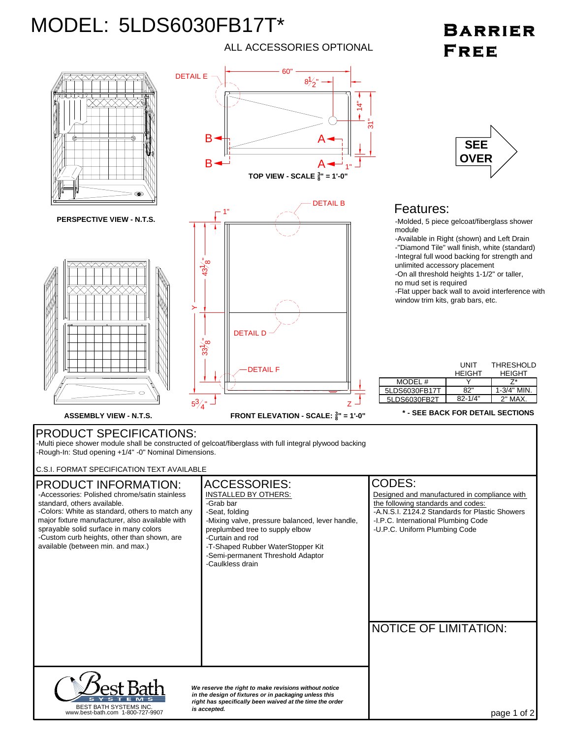# MODEL: 5LDS6030FB17T*

**BARRIER FREE**

ALL ACCESSORIES OPTIONAL

DETAIL E — 60" — $8\frac{1}{2}$" — 14" — 31" — B — A — 1"

**TOP VIEW - SCALE $\frac{3}{8}$" = 1'-0"**

SEE OVER

**PERSPECTIVE VIEW - N.T.S.**

DETAIL B — 1" — $43\frac{1}{8}$" — Y — DETAIL D — $33\frac{1}{8}$" — DETAIL F — $5\frac{3}{4}$" — Z

**ASSEMBLY VIEW - N.T.S.**

**FRONT ELEVATION - SCALE: $\frac{3}{8}$" = 1'-0"**

## Features:

- -Molded, 5 piece gelcoat/fiberglass shower module
- -Available in Right (shown) and Left Drain
- -"Diamond Tile" wall finish, white (standard)
- -Integral full wood backing for strength and unlimited accessory placement
- -On all threshold heights 1-1/2" or taller, no mud set is required
- -Flat upper back wall to avoid interference with window trim kits, grab bars, etc.

| MODEL # | UNIT HEIGHT Y | THRESHOLD HEIGHT Z* |
|---|---|---|
| 5LDS6030FB17T | 82" | 1-3/4" MIN. |
| 5LDS6030FB2T | 82-1/4" | 2" MAX. |

**\* - SEE BACK FOR DETAIL SECTIONS**

## PRODUCT SPECIFICATIONS:

-Multi piece shower module shall be constructed of gelcoat/fiberglass with full integral plywood backing
-Rough-In: Stud opening +1/4" -0" Nominal Dimensions.

C.S.I. FORMAT SPECIFICATION TEXT AVAILABLE

## PRODUCT INFORMATION:

- -Accessories: Polished chrome/satin stainless standard, others available.
- -Colors: White as standard, others to match any major fixture manufacturer, also available with sprayable solid surface in many colors
- -Custom curb heights, other than shown, are available (between min. and max.)

## ACCESSORIES:

INSTALLED BY OTHERS:

- -Grab bar
- -Seat, folding
- -Mixing valve, pressure balanced, lever handle, preplumbed tree to supply elbow
- -Curtain and rod
- -T-Shaped Rubber WaterStopper Kit
- -Semi-permanent Threshold Adaptor
- -Caulkless drain

## CODES:

Designed and manufactured in compliance with the following standards and codes:

- -A.N.S.I. Z124.2 Standards for Plastic Showers
- -I.P.C. International Plumbing Code
- -U.P.C. Uniform Plumbing Code

## NOTICE OF LIMITATION:

Best Bath SYSTEMS
BEST BATH SYSTEMS INC.
www.best-bath.com 1-800-727-9907

***We reserve the right to make revisions without notice in the design of fixtures or in packaging unless this right has specifically been waived at the time the order is accepted.***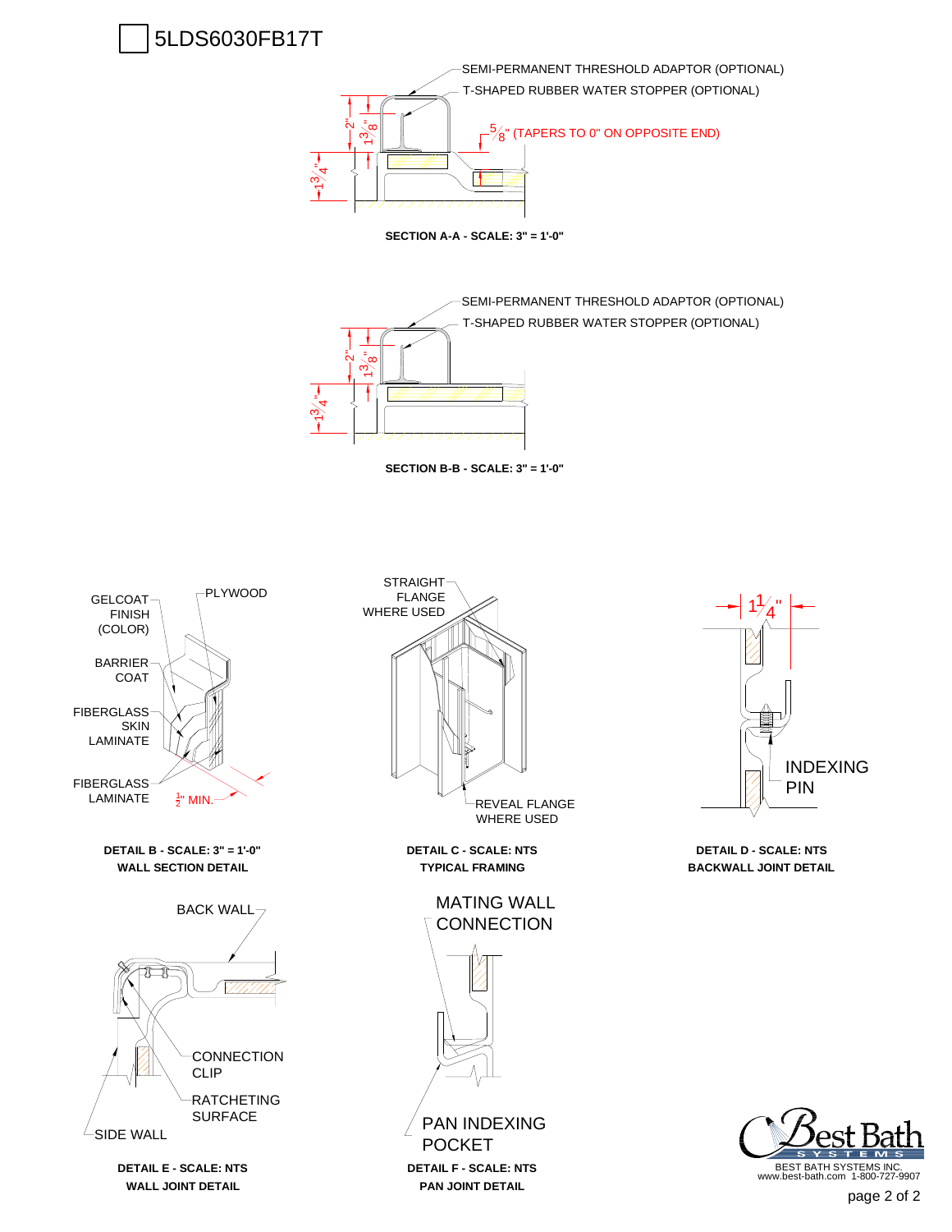5LDS6030FB17T

SEMI-PERMANENT THRESHOLD ADAPTOR (OPTIONAL)

T-SHAPED RUBBER WATER STOPPER (OPTIONAL)

2"

1 3/8"

1 3/4"

5/8" (TAPERS TO 0" ON OPPOSITE END)

**SECTION A-A - SCALE: 3" = 1'-0"**

SEMI-PERMANENT THRESHOLD ADAPTOR (OPTIONAL)

T-SHAPED RUBBER WATER STOPPER (OPTIONAL)

2"

1 3/8"

1 3/4"

**SECTION B-B - SCALE: 3" = 1'-0"**

GELCOAT FINISH (COLOR)

PLYWOOD

BARRIER COAT

FIBERGLASS SKIN LAMINATE

FIBERGLASS LAMINATE

1/2" MIN.

**DETAIL B - SCALE: 3" = 1'-0"**
**WALL SECTION DETAIL**

STRAIGHT FLANGE WHERE USED

REVEAL FLANGE WHERE USED

**DETAIL C - SCALE: NTS**
**TYPICAL FRAMING**

1 1/4"

INDEXING PIN

**DETAIL D - SCALE: NTS**
**BACKWALL JOINT DETAIL**

BACK WALL

CONNECTION CLIP

RATCHETING SURFACE

SIDE WALL

**DETAIL E - SCALE: NTS**
**WALL JOINT DETAIL**

MATING WALL CONNECTION

PAN INDEXING POCKET

**DETAIL F - SCALE: NTS**
**PAN JOINT DETAIL**

Best Bath SYSTEMS

BEST BATH SYSTEMS INC.
www.best-bath.com 1-800-727-9907